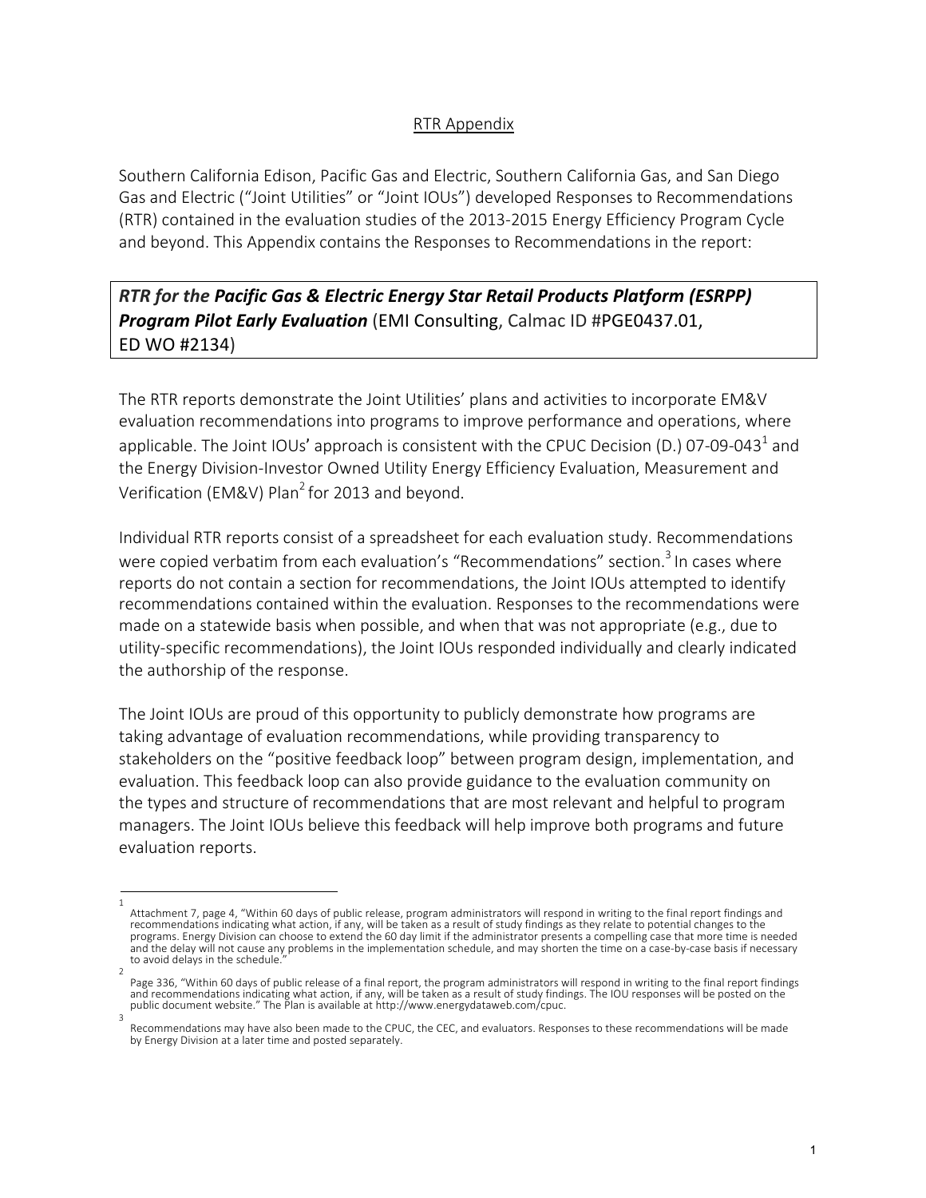## RTR Appendix

Southern California Edison, Pacific Gas and Electric, Southern California Gas, and San Diego Gas and Electric ("Joint Utilities" or "Joint IOUs") developed Responses to Recommendations (RTR) contained in the evaluation studies of the 2013-2015 Energy Efficiency Program Cycle and beyond. This Appendix contains the Responses to Recommendations in the report:

***RTR for the Pacific Gas & Electric Energy Star Retail Products Platform (ESRPP) Program Pilot Early Evaluation*** (EMI Consulting, Calmac ID #PGE0437.01, ED WO #2134)

The RTR reports demonstrate the Joint Utilities' plans and activities to incorporate EM&V evaluation recommendations into programs to improve performance and operations, where applicable. The Joint IOUs' approach is consistent with the CPUC Decision (D.) 07-09-043[1] and the Energy Division-Investor Owned Utility Energy Efficiency Evaluation, Measurement and Verification (EM&V) Plan[2] for 2013 and beyond.

Individual RTR reports consist of a spreadsheet for each evaluation study. Recommendations were copied verbatim from each evaluation's "Recommendations" section.[3] In cases where reports do not contain a section for recommendations, the Joint IOUs attempted to identify recommendations contained within the evaluation. Responses to the recommendations were made on a statewide basis when possible, and when that was not appropriate (e.g., due to utility-specific recommendations), the Joint IOUs responded individually and clearly indicated the authorship of the response.

The Joint IOUs are proud of this opportunity to publicly demonstrate how programs are taking advantage of evaluation recommendations, while providing transparency to stakeholders on the "positive feedback loop" between program design, implementation, and evaluation. This feedback loop can also provide guidance to the evaluation community on the types and structure of recommendations that are most relevant and helpful to program managers. The Joint IOUs believe this feedback will help improve both programs and future evaluation reports.

---

[1] Attachment 7, page 4, "Within 60 days of public release, program administrators will respond in writing to the final report findings and recommendations indicating what action, if any, will be taken as a result of study findings as they relate to potential changes to the programs. Energy Division can choose to extend the 60 day limit if the administrator presents a compelling case that more time is needed and the delay will not cause any problems in the implementation schedule, and may shorten the time on a case-by-case basis if necessary to avoid delays in the schedule."

[2] Page 336, "Within 60 days of public release of a final report, the program administrators will respond in writing to the final report findings and recommendations indicating what action, if any, will be taken as a result of study findings. The IOU responses will be posted on the public document website." The Plan is available at http://www.energydataweb.com/cpuc.

[3] Recommendations may have also been made to the CPUC, the CEC, and evaluators. Responses to these recommendations will be made by Energy Division at a later time and posted separately.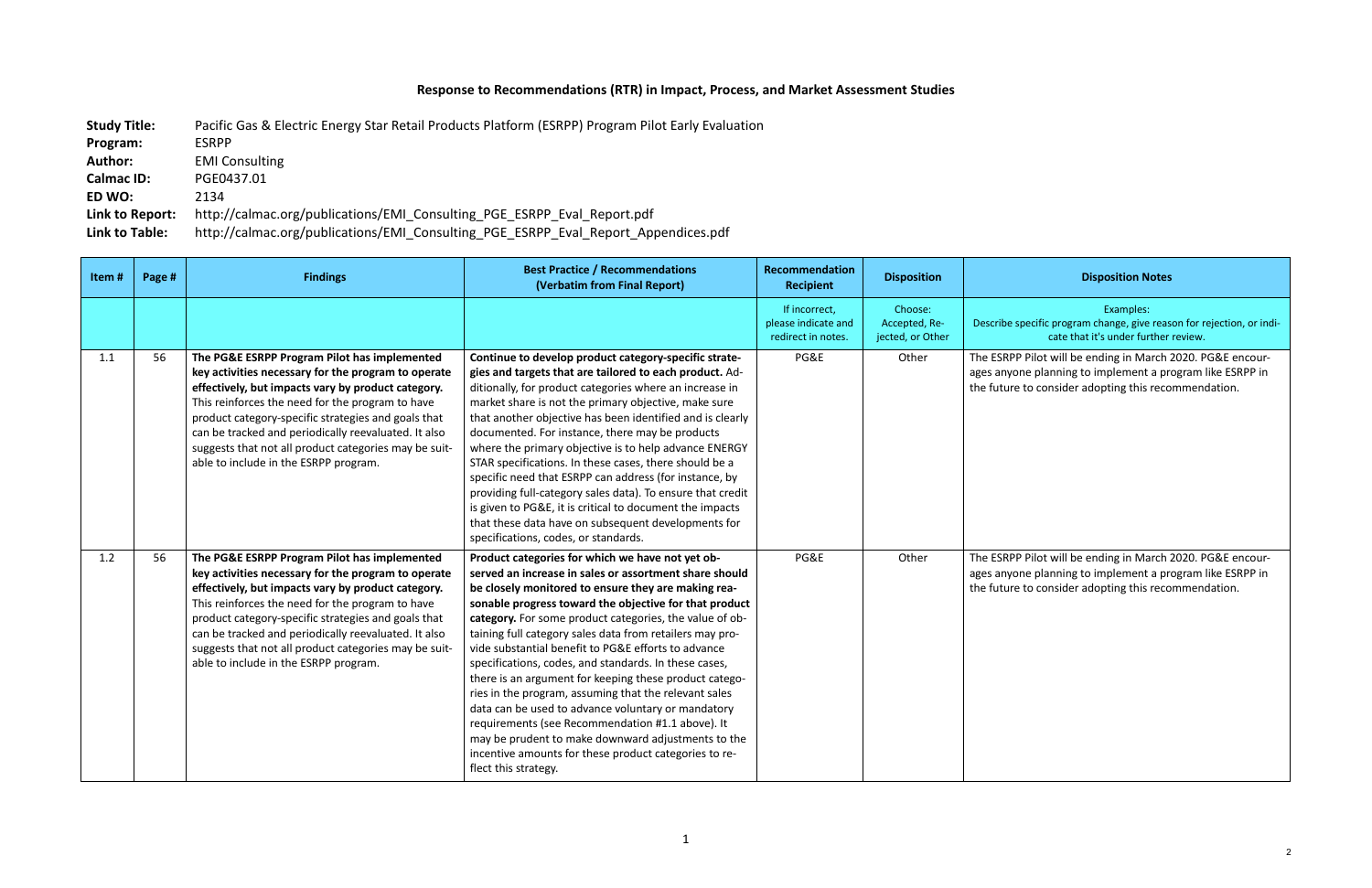# Response to Recommendations (RTR) in Impact, Process, and Market Assessment Studies

**Study Title:** Pacific Gas & Electric Energy Star Retail Products Platform (ESRPP) Program Pilot Early Evaluation
**Program:** ESRPP
**Author:** EMI Consulting
**Calmac ID:** PGE0437.01
**ED WO:** 2134
**Link to Report:** http://calmac.org/publications/EMI_Consulting_PGE_ESRPP_Eval_Report.pdf
**Link to Table:** http://calmac.org/publications/EMI_Consulting_PGE_ESRPP_Eval_Report_Appendices.pdf

| Item # | Page # | Findings | Best Practice / Recommendations (Verbatim from Final Report) | Recommendation Recipient | Disposition | Disposition Notes |
|---|---|---|---|---|---|---|
| | | | | If incorrect, please indicate and redirect in notes. | Choose: Accepted, Rejected, or Other | Examples: Describe specific program change, give reason for rejection, or indicate that it's under further review. |
| 1.1 | 56 | **The PG&E ESRPP Program Pilot has implemented key activities necessary for the program to operate effectively, but impacts vary by product category.** This reinforces the need for the program to have product category-specific strategies and goals that can be tracked and periodically reevaluated. It also suggests that not all product categories may be suitable to include in the ESRPP program. | **Continue to develop product category-specific strategies and targets that are tailored to each product.** Additionally, for product categories where an increase in market share is not the primary objective, make sure that another objective has been identified and is clearly documented. For instance, there may be products where the primary objective is to help advance ENERGY STAR specifications. In these cases, there should be a specific need that ESRPP can address (for instance, by providing full-category sales data). To ensure that credit is given to PG&E, it is critical to document the impacts that these data have on subsequent developments for specifications, codes, or standards. | PG&E | Other | The ESRPP Pilot will be ending in March 2020. PG&E encourages anyone planning to implement a program like ESRPP in the future to consider adopting this recommendation. |
| 1.2 | 56 | **The PG&E ESRPP Program Pilot has implemented key activities necessary for the program to operate effectively, but impacts vary by product category.** This reinforces the need for the program to have product category-specific strategies and goals that can be tracked and periodically reevaluated. It also suggests that not all product categories may be suitable to include in the ESRPP program. | **Product categories for which we have not yet observed an increase in sales or assortment share should be closely monitored to ensure they are making reasonable progress toward the objective for that product category.** For some product categories, the value of obtaining full category sales data from retailers may provide substantial benefit to PG&E efforts to advance specifications, codes, and standards. In these cases, there is an argument for keeping these product categories in the program, assuming that the relevant sales data can be used to advance voluntary or mandatory requirements (see Recommendation #1.1 above). It may be prudent to make downward adjustments to the incentive amounts for these product categories to reflect this strategy. | PG&E | Other | The ESRPP Pilot will be ending in March 2020. PG&E encourages anyone planning to implement a program like ESRPP in the future to consider adopting this recommendation. |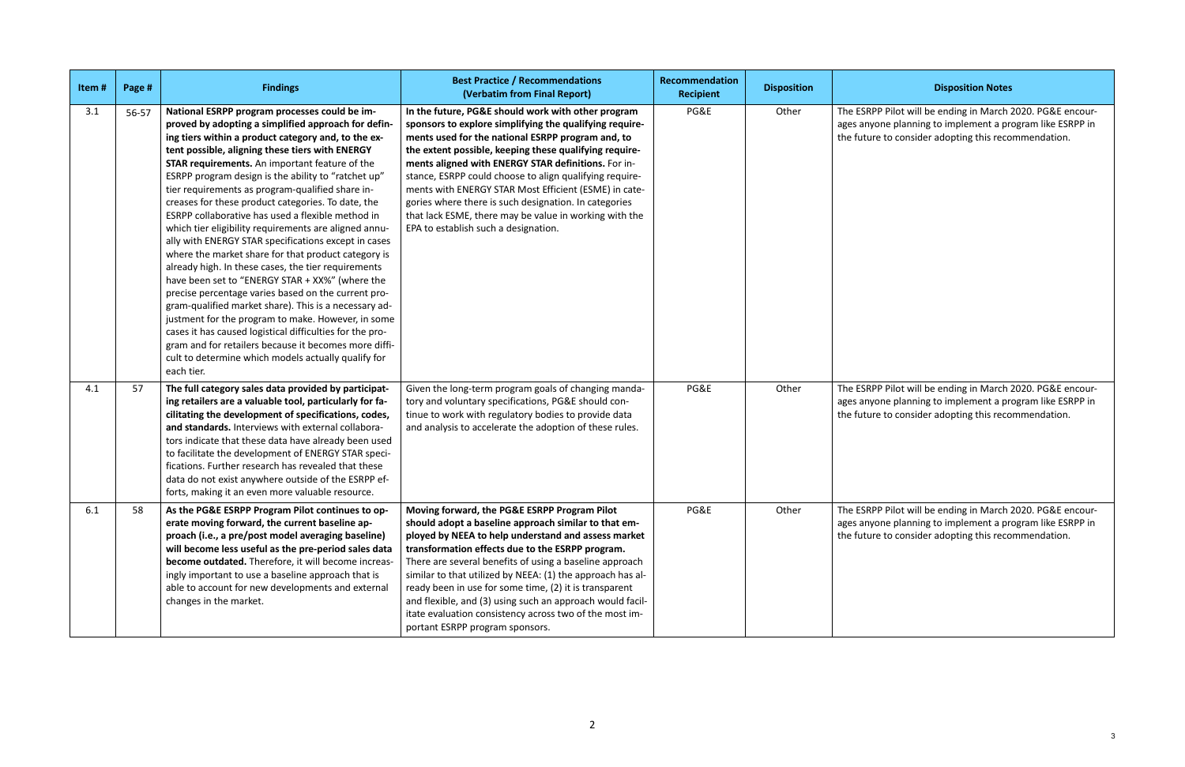| Item # | Page # | Findings | Best Practice / Recommendations (Verbatim from Final Report) | Recommendation Recipient | Disposition | Disposition Notes |
| --- | --- | --- | --- | --- | --- | --- |
| 3.1 | 56-57 | **National ESRPP program processes could be improved by adopting a simplified approach for defining tiers within a product category and, to the extent possible, aligning these tiers with ENERGY STAR requirements.** An important feature of the ESRPP program design is the ability to "ratchet up" tier requirements as program-qualified share increases for these product categories. To date, the ESRPP collaborative has used a flexible method in which tier eligibility requirements are aligned annually with ENERGY STAR specifications except in cases where the market share for that product category is already high. In these cases, the tier requirements have been set to "ENERGY STAR + XX%" (where the precise percentage varies based on the current program-qualified market share). This is a necessary adjustment for the program to make. However, in some cases it has caused logistical difficulties for the program and for retailers because it becomes more difficult to determine which models actually qualify for each tier. | **In the future, PG&E should work with other program sponsors to explore simplifying the qualifying requirements used for the national ESRPP program and, to the extent possible, keeping these qualifying requirements aligned with ENERGY STAR definitions.** For instance, ESRPP could choose to align qualifying requirements with ENERGY STAR Most Efficient (ESME) in categories where there is such designation. In categories that lack ESME, there may be value in working with the EPA to establish such a designation. | PG&E | Other | The ESRPP Pilot will be ending in March 2020. PG&E encourages anyone planning to implement a program like ESRPP in the future to consider adopting this recommendation. |
| 4.1 | 57 | **The full category sales data provided by participating retailers are a valuable tool, particularly for facilitating the development of specifications, codes, and standards.** Interviews with external collaborators indicate that these data have already been used to facilitate the development of ENERGY STAR specifications. Further research has revealed that these data do not exist anywhere outside of the ESRPP efforts, making it an even more valuable resource. | Given the long-term program goals of changing mandatory and voluntary specifications, PG&E should continue to work with regulatory bodies to provide data and analysis to accelerate the adoption of these rules. | PG&E | Other | The ESRPP Pilot will be ending in March 2020. PG&E encourages anyone planning to implement a program like ESRPP in the future to consider adopting this recommendation. |
| 6.1 | 58 | **As the PG&E ESRPP Program Pilot continues to operate moving forward, the current baseline approach (i.e., a pre/post model averaging baseline) will become less useful as the pre-period sales data become outdated.** Therefore, it will become increasingly important to use a baseline approach that is able to account for new developments and external changes in the market. | **Moving forward, the PG&E ESRPP Program Pilot should adopt a baseline approach similar to that employed by NEEA to help understand and assess market transformation effects due to the ESRPP program.** There are several benefits of using a baseline approach similar to that utilized by NEEA: (1) the approach has already been in use for some time, (2) it is transparent and flexible, and (3) using such an approach would facilitate evaluation consistency across two of the most important ESRPP program sponsors. | PG&E | Other | The ESRPP Pilot will be ending in March 2020. PG&E encourages anyone planning to implement a program like ESRPP in the future to consider adopting this recommendation. |